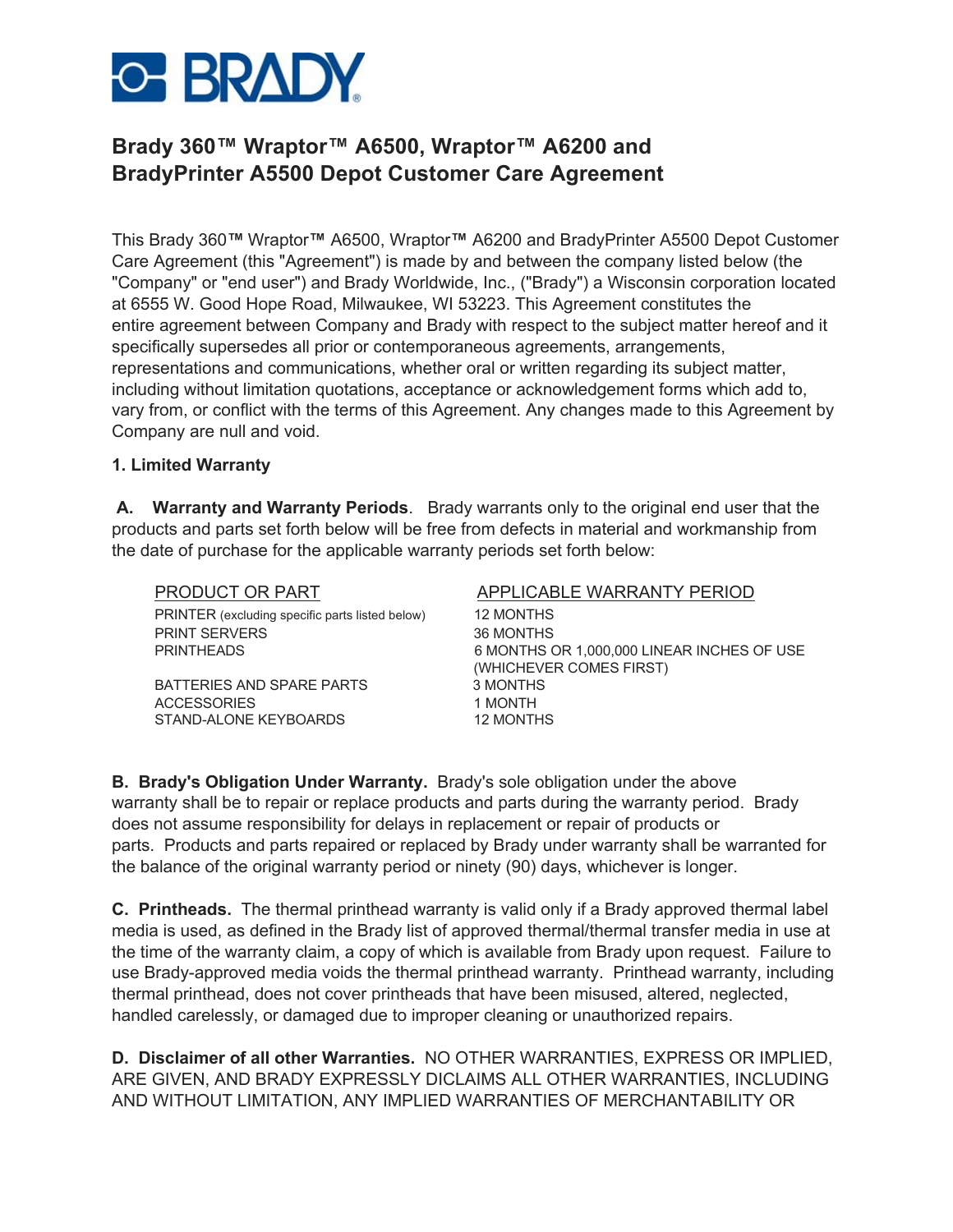# Brady 360™ Wraptor™ A6500, Wraptor™ A6200 and BradyPrinter A5500 Depot Customer Care Agreement

This Brady 360™ Wraptor™ A6500, Wraptor™ A6200 and BradyPrinter A5500 Depot Customer Care Agreement (this "Agreement") is made by and between the company listed below (the "Company" or "end user") and Brady Worldwide, Inc., ("Brady") a Wisconsin corporation located at 6555 W. Good Hope Road, Milwaukee, WI 53223. This Agreement constitutes the entire agreement between Company and Brady with respect to the subject matter hereof and it specifically supersedes all prior or contemporaneous agreements, arrangements, representations and communications, whether oral or written regarding its subject matter, including without limitation quotations, acceptance or acknowledgement forms which add to, vary from, or conflict with the terms of this Agreement. Any changes made to this Agreement by Company are null and void.

### 1. Limited Warranty

**A. Warranty and Warranty Periods**. Brady warrants only to the original end user that the products and parts set forth below will be free from defects in material and workmanship from the date of purchase for the applicable warranty periods set forth below:

| PRODUCT OR PART | APPLICABLE WARRANTY PERIOD |
| --- | --- |
| PRINTER (excluding specific parts listed below) | 12 MONTHS |
| PRINT SERVERS | 36 MONTHS |
| PRINTHEADS | 6 MONTHS OR 1,000,000 LINEAR INCHES OF USE (WHICHEVER COMES FIRST) |
| BATTERIES AND SPARE PARTS | 3 MONTHS |
| ACCESSORIES | 1 MONTH |
| STAND-ALONE KEYBOARDS | 12 MONTHS |

**B. Brady's Obligation Under Warranty.** Brady's sole obligation under the above warranty shall be to repair or replace products and parts during the warranty period. Brady does not assume responsibility for delays in replacement or repair of products or parts. Products and parts repaired or replaced by Brady under warranty shall be warranted for the balance of the original warranty period or ninety (90) days, whichever is longer.

**C. Printheads.** The thermal printhead warranty is valid only if a Brady approved thermal label media is used, as defined in the Brady list of approved thermal/thermal transfer media in use at the time of the warranty claim, a copy of which is available from Brady upon request. Failure to use Brady-approved media voids the thermal printhead warranty. Printhead warranty, including thermal printhead, does not cover printheads that have been misused, altered, neglected, handled carelessly, or damaged due to improper cleaning or unauthorized repairs.

**D. Disclaimer of all other Warranties.** NO OTHER WARRANTIES, EXPRESS OR IMPLIED, ARE GIVEN, AND BRADY EXPRESSLY DICLAIMS ALL OTHER WARRANTIES, INCLUDING AND WITHOUT LIMITATION, ANY IMPLIED WARRANTIES OF MERCHANTABILITY OR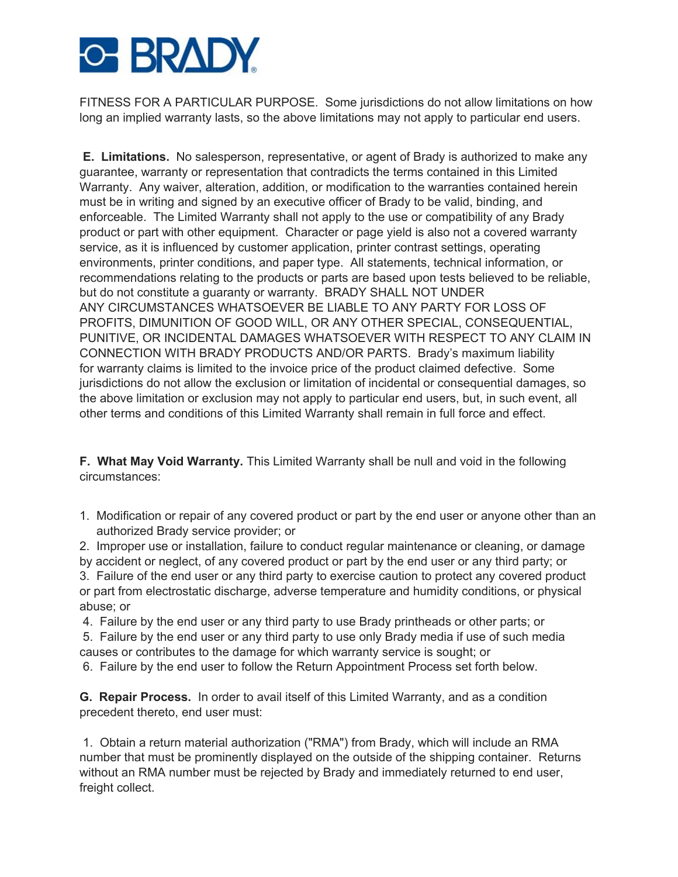FITNESS FOR A PARTICULAR PURPOSE. Some jurisdictions do not allow limitations on how long an implied warranty lasts, so the above limitations may not apply to particular end users.

**E. Limitations.** No salesperson, representative, or agent of Brady is authorized to make any guarantee, warranty or representation that contradicts the terms contained in this Limited Warranty. Any waiver, alteration, addition, or modification to the warranties contained herein must be in writing and signed by an executive officer of Brady to be valid, binding, and enforceable. The Limited Warranty shall not apply to the use or compatibility of any Brady product or part with other equipment. Character or page yield is also not a covered warranty service, as it is influenced by customer application, printer contrast settings, operating environments, printer conditions, and paper type. All statements, technical information, or recommendations relating to the products or parts are based upon tests believed to be reliable, but do not constitute a guaranty or warranty. BRADY SHALL NOT UNDER ANY CIRCUMSTANCES WHATSOEVER BE LIABLE TO ANY PARTY FOR LOSS OF PROFITS, DIMUNITION OF GOOD WILL, OR ANY OTHER SPECIAL, CONSEQUENTIAL, PUNITIVE, OR INCIDENTAL DAMAGES WHATSOEVER WITH RESPECT TO ANY CLAIM IN CONNECTION WITH BRADY PRODUCTS AND/OR PARTS. Brady's maximum liability for warranty claims is limited to the invoice price of the product claimed defective. Some jurisdictions do not allow the exclusion or limitation of incidental or consequential damages, so the above limitation or exclusion may not apply to particular end users, but, in such event, all other terms and conditions of this Limited Warranty shall remain in full force and effect.

**F. What May Void Warranty.** This Limited Warranty shall be null and void in the following circumstances:

1. Modification or repair of any covered product or part by the end user or anyone other than an authorized Brady service provider; or
2. Improper use or installation, failure to conduct regular maintenance or cleaning, or damage by accident or neglect, of any covered product or part by the end user or any third party; or
3. Failure of the end user or any third party to exercise caution to protect any covered product or part from electrostatic discharge, adverse temperature and humidity conditions, or physical abuse; or
4. Failure by the end user or any third party to use Brady printheads or other parts; or
5. Failure by the end user or any third party to use only Brady media if use of such media causes or contributes to the damage for which warranty service is sought; or
6. Failure by the end user to follow the Return Appointment Process set forth below.

**G. Repair Process.** In order to avail itself of this Limited Warranty, and as a condition precedent thereto, end user must:

1. Obtain a return material authorization ("RMA") from Brady, which will include an RMA number that must be prominently displayed on the outside of the shipping container. Returns without an RMA number must be rejected by Brady and immediately returned to end user, freight collect.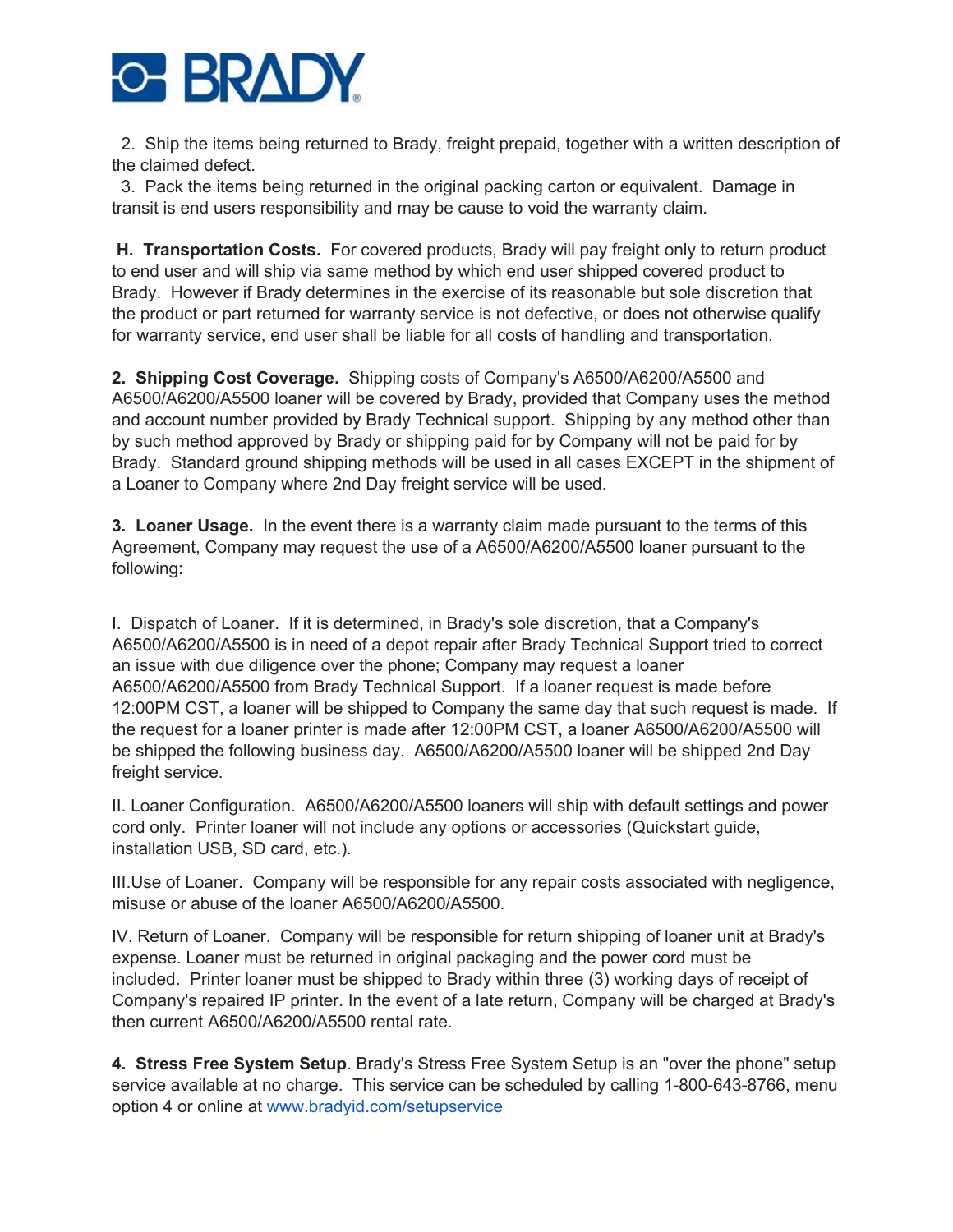2. Ship the items being returned to Brady, freight prepaid, together with a written description of the claimed defect.

3. Pack the items being returned in the original packing carton or equivalent. Damage in transit is end users responsibility and may be cause to void the warranty claim.

**H. Transportation Costs.** For covered products, Brady will pay freight only to return product to end user and will ship via same method by which end user shipped covered product to Brady. However if Brady determines in the exercise of its reasonable but sole discretion that the product or part returned for warranty service is not defective, or does not otherwise qualify for warranty service, end user shall be liable for all costs of handling and transportation.

**2. Shipping Cost Coverage.** Shipping costs of Company's A6500/A6200/A5500 and A6500/A6200/A5500 loaner will be covered by Brady, provided that Company uses the method and account number provided by Brady Technical support. Shipping by any method other than by such method approved by Brady or shipping paid for by Company will not be paid for by Brady. Standard ground shipping methods will be used in all cases EXCEPT in the shipment of a Loaner to Company where 2nd Day freight service will be used.

**3. Loaner Usage.** In the event there is a warranty claim made pursuant to the terms of this Agreement, Company may request the use of a A6500/A6200/A5500 loaner pursuant to the following:

I. Dispatch of Loaner. If it is determined, in Brady's sole discretion, that a Company's A6500/A6200/A5500 is in need of a depot repair after Brady Technical Support tried to correct an issue with due diligence over the phone; Company may request a loaner A6500/A6200/A5500 from Brady Technical Support. If a loaner request is made before 12:00PM CST, a loaner will be shipped to Company the same day that such request is made. If the request for a loaner printer is made after 12:00PM CST, a loaner A6500/A6200/A5500 will be shipped the following business day. A6500/A6200/A5500 loaner will be shipped 2nd Day freight service.

II. Loaner Configuration. A6500/A6200/A5500 loaners will ship with default settings and power cord only. Printer loaner will not include any options or accessories (Quickstart guide, installation USB, SD card, etc.).

III.Use of Loaner. Company will be responsible for any repair costs associated with negligence, misuse or abuse of the loaner A6500/A6200/A5500.

IV. Return of Loaner. Company will be responsible for return shipping of loaner unit at Brady's expense. Loaner must be returned in original packaging and the power cord must be included. Printer loaner must be shipped to Brady within three (3) working days of receipt of Company's repaired IP printer. In the event of a late return, Company will be charged at Brady's then current A6500/A6200/A5500 rental rate.

**4. Stress Free System Setup**. Brady's Stress Free System Setup is an "over the phone" setup service available at no charge. This service can be scheduled by calling 1-800-643-8766, menu option 4 or online at [www.bradyid.com/setupservice](http://www.bradyid.com/setupservice)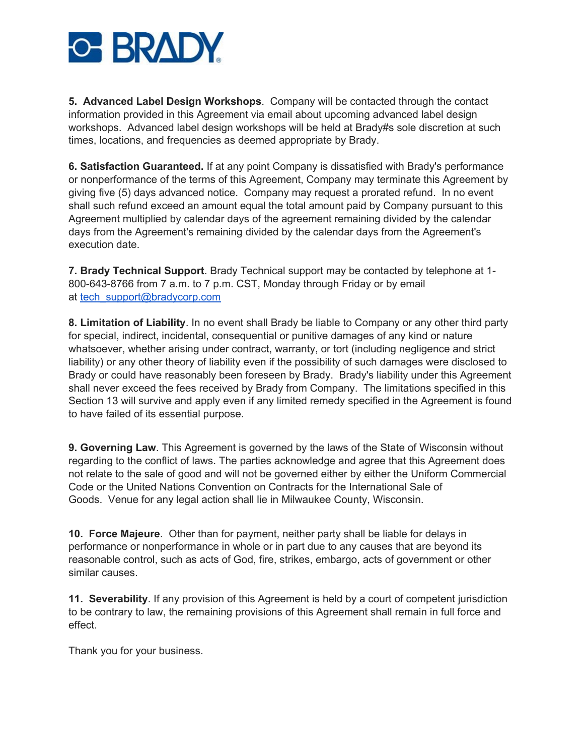**5. Advanced Label Design Workshops**. Company will be contacted through the contact information provided in this Agreement via email about upcoming advanced label design workshops. Advanced label design workshops will be held at Brady#s sole discretion at such times, locations, and frequencies as deemed appropriate by Brady.

**6. Satisfaction Guaranteed.** If at any point Company is dissatisfied with Brady's performance or nonperformance of the terms of this Agreement, Company may terminate this Agreement by giving five (5) days advanced notice. Company may request a prorated refund. In no event shall such refund exceed an amount equal the total amount paid by Company pursuant to this Agreement multiplied by calendar days of the agreement remaining divided by the calendar days from the Agreement's remaining divided by the calendar days from the Agreement's execution date.

**7. Brady Technical Support**. Brady Technical support may be contacted by telephone at 1-800-643-8766 from 7 a.m. to 7 p.m. CST, Monday through Friday or by email at tech_support@bradycorp.com

**8. Limitation of Liability**. In no event shall Brady be liable to Company or any other third party for special, indirect, incidental, consequential or punitive damages of any kind or nature whatsoever, whether arising under contract, warranty, or tort (including negligence and strict liability) or any other theory of liability even if the possibility of such damages were disclosed to Brady or could have reasonably been foreseen by Brady. Brady's liability under this Agreement shall never exceed the fees received by Brady from Company. The limitations specified in this Section 13 will survive and apply even if any limited remedy specified in the Agreement is found to have failed of its essential purpose.

**9. Governing Law**. This Agreement is governed by the laws of the State of Wisconsin without regarding to the conflict of laws. The parties acknowledge and agree that this Agreement does not relate to the sale of good and will not be governed either by either the Uniform Commercial Code or the United Nations Convention on Contracts for the International Sale of Goods. Venue for any legal action shall lie in Milwaukee County, Wisconsin.

**10. Force Majeure**. Other than for payment, neither party shall be liable for delays in performance or nonperformance in whole or in part due to any causes that are beyond its reasonable control, such as acts of God, fire, strikes, embargo, acts of government or other similar causes.

**11. Severability**. If any provision of this Agreement is held by a court of competent jurisdiction to be contrary to law, the remaining provisions of this Agreement shall remain in full force and effect.

Thank you for your business.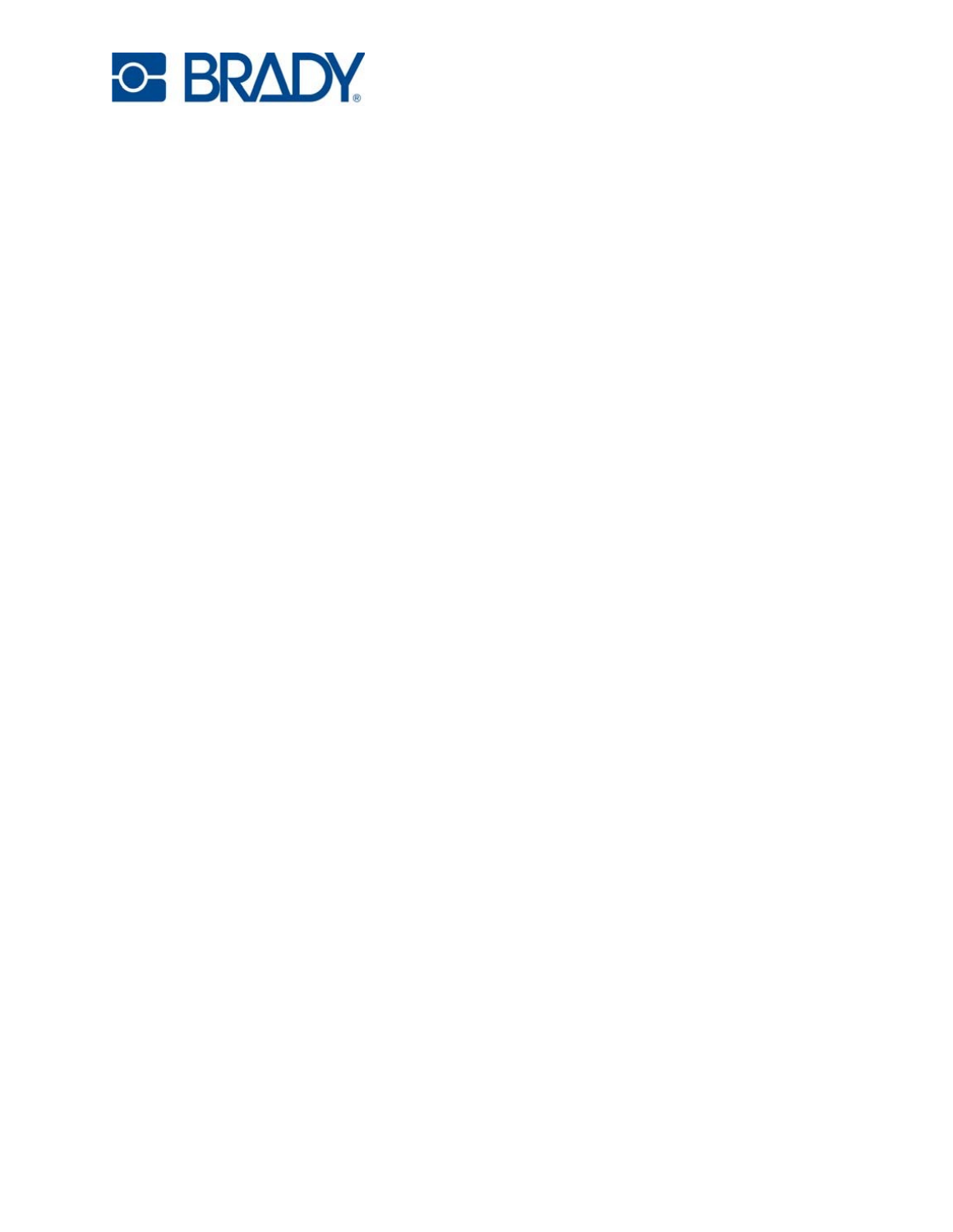BRADY®